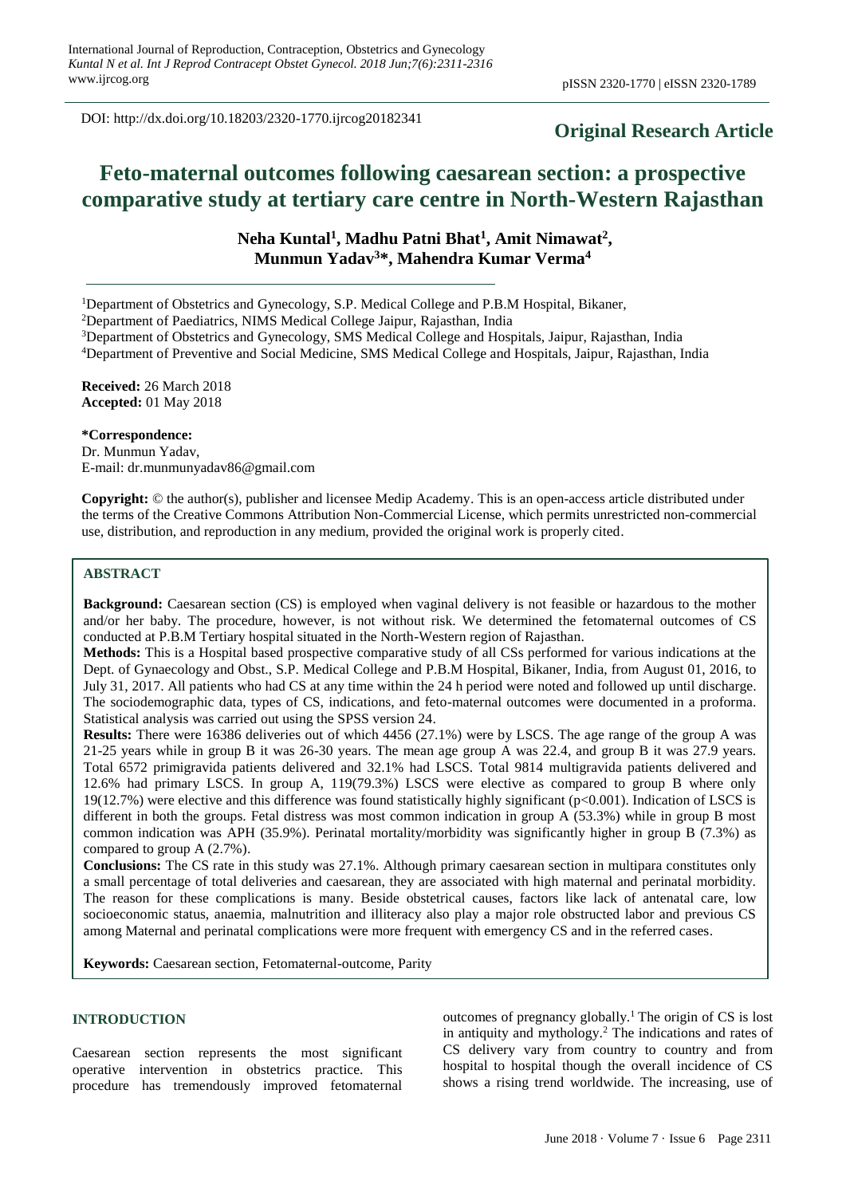DOI: http://dx.doi.org/10.18203/2320-1770.ijrcog20182341

**Original Research Article**

# Feto-maternal outcomes following caesarean section: a prospective comparative study at tertiary care centre in North-Western Rajasthan

**Neha Kuntal[1], Madhu Patni Bhat[1], Amit Nimawat[2], Munmun Yadav[3]*, Mahendra Kumar Verma[4]**

[1]Department of Obstetrics and Gynecology, S.P. Medical College and P.B.M Hospital, Bikaner,

[2]Department of Paediatrics, NIMS Medical College Jaipur, Rajasthan, India

[3]Department of Obstetrics and Gynecology, SMS Medical College and Hospitals, Jaipur, Rajasthan, India

[4]Department of Preventive and Social Medicine, SMS Medical College and Hospitals, Jaipur, Rajasthan, India

**Received:** 26 March 2018
**Accepted:** 01 May 2018

**\*Correspondence:**
Dr. Munmun Yadav,
E-mail: dr.munmunyadav86@gmail.com

**Copyright:** © the author(s), publisher and licensee Medip Academy. This is an open-access article distributed under the terms of the Creative Commons Attribution Non-Commercial License, which permits unrestricted non-commercial use, distribution, and reproduction in any medium, provided the original work is properly cited.

## ABSTRACT

**Background:** Caesarean section (CS) is employed when vaginal delivery is not feasible or hazardous to the mother and/or her baby. The procedure, however, is not without risk. We determined the fetomaternal outcomes of CS conducted at P.B.M Tertiary hospital situated in the North-Western region of Rajasthan.

**Methods:** This is a Hospital based prospective comparative study of all CSs performed for various indications at the Dept. of Gynaecology and Obst., S.P. Medical College and P.B.M Hospital, Bikaner, India, from August 01, 2016, to July 31, 2017. All patients who had CS at any time within the 24 h period were noted and followed up until discharge. The sociodemographic data, types of CS, indications, and feto-maternal outcomes were documented in a proforma. Statistical analysis was carried out using the SPSS version 24.

**Results:** There were 16386 deliveries out of which 4456 (27.1%) were by LSCS. The age range of the group A was 21-25 years while in group B it was 26-30 years. The mean age group A was 22.4, and group B it was 27.9 years. Total 6572 primigravida patients delivered and 32.1% had LSCS. Total 9814 multigravida patients delivered and 12.6% had primary LSCS. In group A, 119(79.3%) LSCS were elective as compared to group B where only 19(12.7%) were elective and this difference was found statistically highly significant ($p<0.001$). Indication of LSCS is different in both the groups. Fetal distress was most common indication in group A (53.3%) while in group B most common indication was APH (35.9%). Perinatal mortality/morbidity was significantly higher in group B (7.3%) as compared to group A (2.7%).

**Conclusions:** The CS rate in this study was 27.1%. Although primary caesarean section in multipara constitutes only a small percentage of total deliveries and caesarean, they are associated with high maternal and perinatal morbidity. The reason for these complications is many. Beside obstetrical causes, factors like lack of antenatal care, low socioeconomic status, anaemia, malnutrition and illiteracy also play a major role obstructed labor and previous CS among Maternal and perinatal complications were more frequent with emergency CS and in the referred cases.

**Keywords:** Caesarean section, Fetomaternal-outcome, Parity

## INTRODUCTION

Caesarean section represents the most significant operative intervention in obstetrics practice. This procedure has tremendously improved fetomaternal outcomes of pregnancy globally.[1] The origin of CS is lost in antiquity and mythology.[2] The indications and rates of CS delivery vary from country to country and from hospital to hospital though the overall incidence of CS shows a rising trend worldwide. The increasing, use of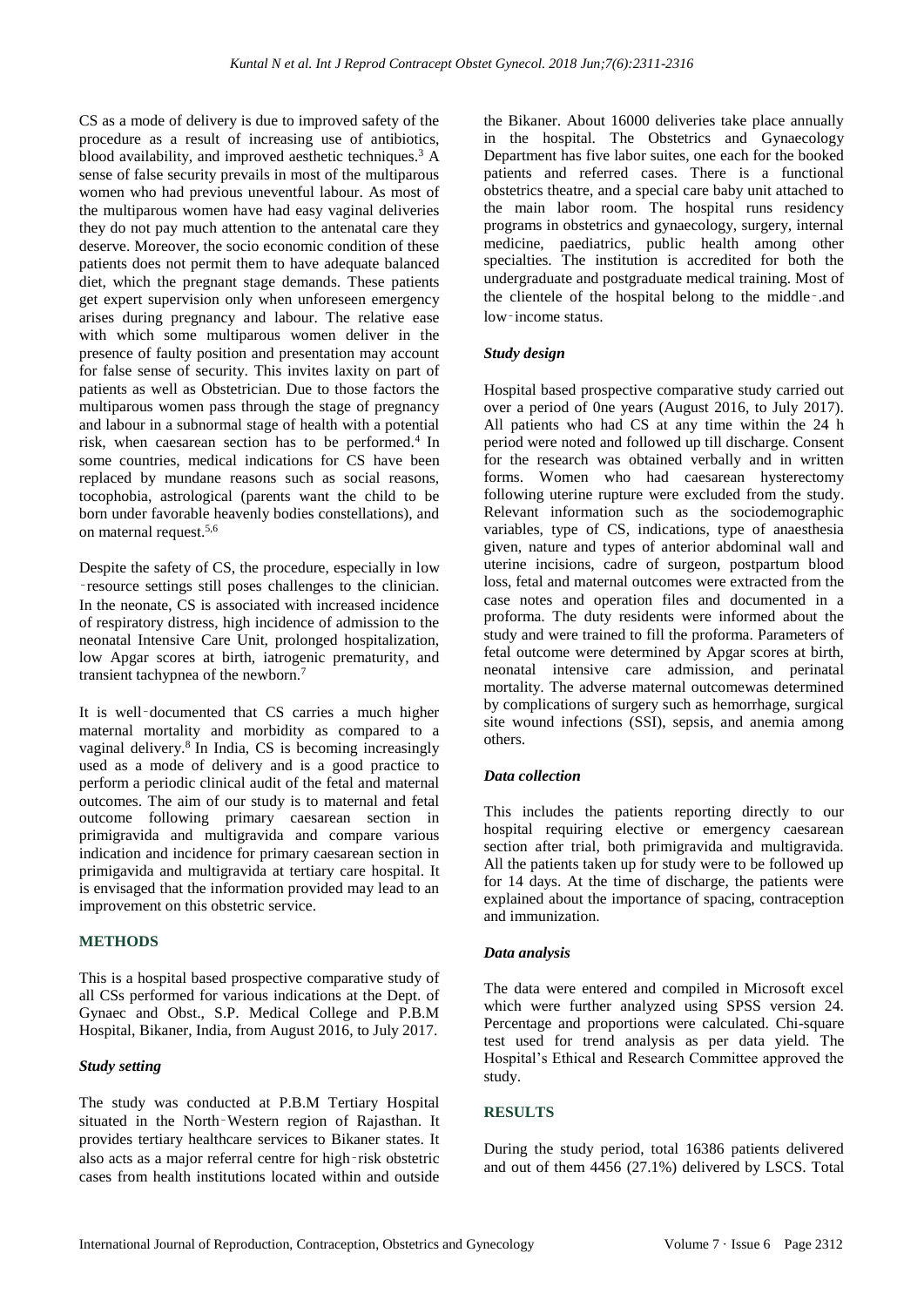CS as a mode of delivery is due to improved safety of the procedure as a result of increasing use of antibiotics, blood availability, and improved aesthetic techniques.[3] A sense of false security prevails in most of the multiparous women who had previous uneventful labour. As most of the multiparous women have had easy vaginal deliveries they do not pay much attention to the antenatal care they deserve. Moreover, the socio economic condition of these patients does not permit them to have adequate balanced diet, which the pregnant stage demands. These patients get expert supervision only when unforeseen emergency arises during pregnancy and labour. The relative ease with which some multiparous women deliver in the presence of faulty position and presentation may account for false sense of security. This invites laxity on part of patients as well as Obstetrician. Due to those factors the multiparous women pass through the stage of pregnancy and labour in a subnormal stage of health with a potential risk, when caesarean section has to be performed.[4] In some countries, medical indications for CS have been replaced by mundane reasons such as social reasons, tocophobia, astrological (parents want the child to be born under favorable heavenly bodies constellations), and on maternal request.[5,6]

Despite the safety of CS, the procedure, especially in low‑resource settings still poses challenges to the clinician. In the neonate, CS is associated with increased incidence of respiratory distress, high incidence of admission to the neonatal Intensive Care Unit, prolonged hospitalization, low Apgar scores at birth, iatrogenic prematurity, and transient tachypnea of the newborn.[7]

It is well‑documented that CS carries a much higher maternal mortality and morbidity as compared to a vaginal delivery.[8] In India, CS is becoming increasingly used as a mode of delivery and is a good practice to perform a periodic clinical audit of the fetal and maternal outcomes. The aim of our study is to maternal and fetal outcome following primary caesarean section in primigravida and multigravida and compare various indication and incidence for primary caesarean section in primigavida and multigravida at tertiary care hospital. It is envisaged that the information provided may lead to an improvement on this obstetric service.

## METHODS

This is a hospital based prospective comparative study of all CSs performed for various indications at the Dept. of Gynaec and Obst., S.P. Medical College and P.B.M Hospital, Bikaner, India, from August 2016, to July 2017.

### *Study setting*

The study was conducted at P.B.M Tertiary Hospital situated in the North‑Western region of Rajasthan. It provides tertiary healthcare services to Bikaner states. It also acts as a major referral centre for high‑risk obstetric cases from health institutions located within and outside the Bikaner. About 16000 deliveries take place annually in the hospital. The Obstetrics and Gynaecology Department has five labor suites, one each for the booked patients and referred cases. There is a functional obstetrics theatre, and a special care baby unit attached to the main labor room. The hospital runs residency programs in obstetrics and gynaecology, surgery, internal medicine, paediatrics, public health among other specialties. The institution is accredited for both the undergraduate and postgraduate medical training. Most of the clientele of the hospital belong to the middle‑.and low‑income status.

### *Study design*

Hospital based prospective comparative study carried out over a period of 0ne years (August 2016, to July 2017). All patients who had CS at any time within the 24 h period were noted and followed up till discharge. Consent for the research was obtained verbally and in written forms. Women who had caesarean hysterectomy following uterine rupture were excluded from the study. Relevant information such as the sociodemographic variables, type of CS, indications, type of anaesthesia given, nature and types of anterior abdominal wall and uterine incisions, cadre of surgeon, postpartum blood loss, fetal and maternal outcomes were extracted from the case notes and operation files and documented in a proforma. The duty residents were informed about the study and were trained to fill the proforma. Parameters of fetal outcome were determined by Apgar scores at birth, neonatal intensive care admission, and perinatal mortality. The adverse maternal outcomewas determined by complications of surgery such as hemorrhage, surgical site wound infections (SSI), sepsis, and anemia among others.

### *Data collection*

This includes the patients reporting directly to our hospital requiring elective or emergency caesarean section after trial, both primigravida and multigravida. All the patients taken up for study were to be followed up for 14 days. At the time of discharge, the patients were explained about the importance of spacing, contraception and immunization.

### *Data analysis*

The data were entered and compiled in Microsoft excel which were further analyzed using SPSS version 24. Percentage and proportions were calculated. Chi-square test used for trend analysis as per data yield. The Hospital's Ethical and Research Committee approved the study.

## RESULTS

During the study period, total 16386 patients delivered and out of them 4456 (27.1%) delivered by LSCS. Total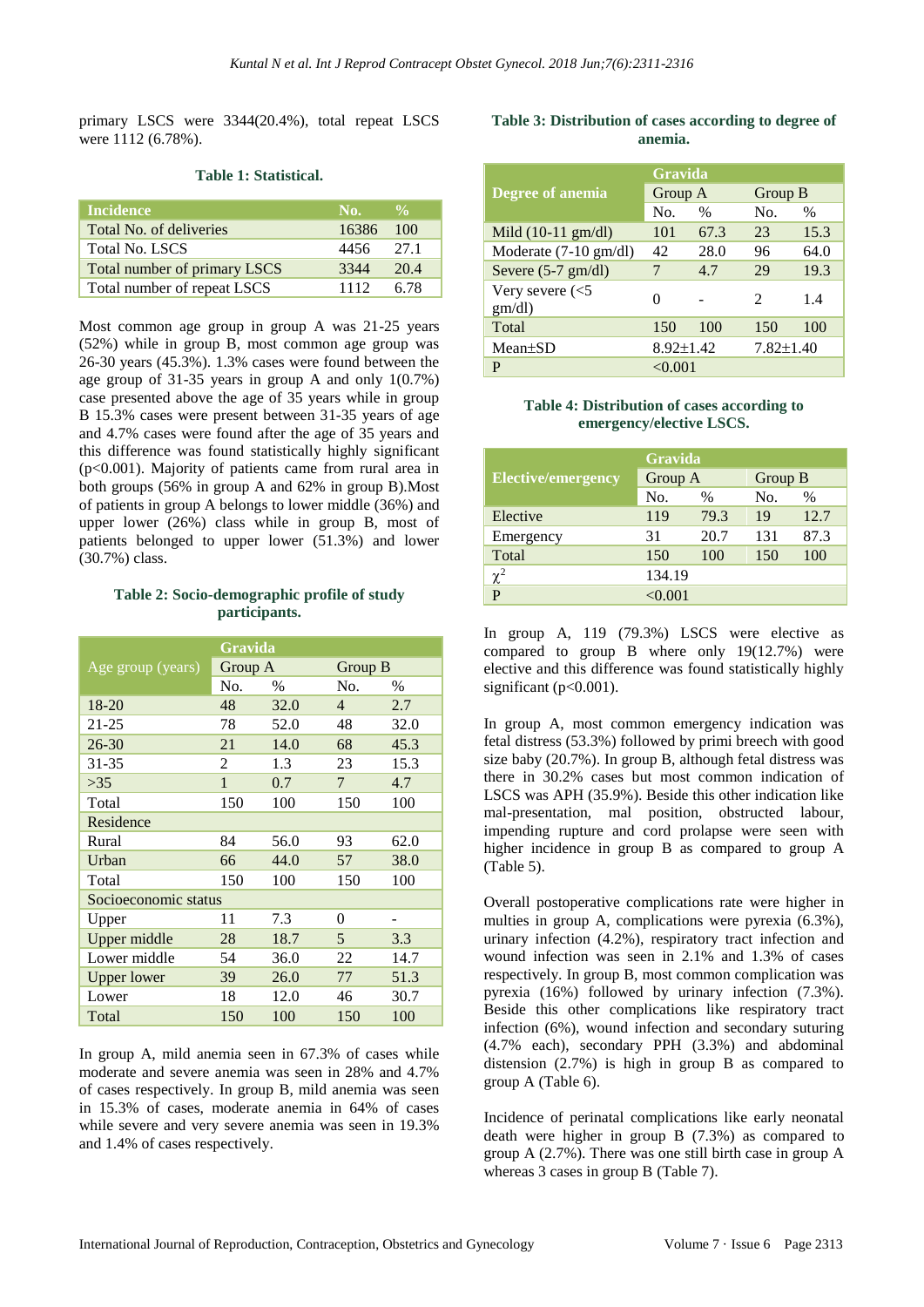primary LSCS were 3344(20.4%), total repeat LSCS were 1112 (6.78%).

**Table 1: Statistical.**

| Incidence | No. | % |
|---|---|---|
| Total No. of deliveries | 16386 | 100 |
| Total No. LSCS | 4456 | 27.1 |
| Total number of primary LSCS | 3344 | 20.4 |
| Total number of repeat LSCS | 1112 | 6.78 |

Most common age group in group A was 21-25 years (52%) while in group B, most common age group was 26-30 years (45.3%). 1.3% cases were found between the age group of 31-35 years in group A and only 1(0.7%) case presented above the age of 35 years while in group B 15.3% cases were present between 31-35 years of age and 4.7% cases were found after the age of 35 years and this difference was found statistically highly significant (p<0.001). Majority of patients came from rural area in both groups (56% in group A and 62% in group B).Most of patients in group A belongs to lower middle (36%) and upper lower (26%) class while in group B, most of patients belonged to upper lower (51.3%) and lower (30.7%) class.

**Table 2: Socio-demographic profile of study participants.**

| Age group (years) | Gravida | | | |
|---|---|---|---|---|
| | Group A | | Group B | |
| | No. | % | No. | % |
| 18-20 | 48 | 32.0 | 4 | 2.7 |
| 21-25 | 78 | 52.0 | 48 | 32.0 |
| 26-30 | 21 | 14.0 | 68 | 45.3 |
| 31-35 | 2 | 1.3 | 23 | 15.3 |
| >35 | 1 | 0.7 | 7 | 4.7 |
| Total | 150 | 100 | 150 | 100 |
| Residence | | | | |
| Rural | 84 | 56.0 | 93 | 62.0 |
| Urban | 66 | 44.0 | 57 | 38.0 |
| Total | 150 | 100 | 150 | 100 |
| Socioeconomic status | | | | |
| Upper | 11 | 7.3 | 0 | - |
| Upper middle | 28 | 18.7 | 5 | 3.3 |
| Lower middle | 54 | 36.0 | 22 | 14.7 |
| Upper lower | 39 | 26.0 | 77 | 51.3 |
| Lower | 18 | 12.0 | 46 | 30.7 |
| Total | 150 | 100 | 150 | 100 |

In group A, mild anemia seen in 67.3% of cases while moderate and severe anemia was seen in 28% and 4.7% of cases respectively. In group B, mild anemia was seen in 15.3% of cases, moderate anemia in 64% of cases while severe and very severe anemia was seen in 19.3% and 1.4% of cases respectively.

**Table 3: Distribution of cases according to degree of anemia.**

| Degree of anemia | Gravida | | | |
|---|---|---|---|---|
| | Group A | | Group B | |
| | No. | % | No. | % |
| Mild (10-11 gm/dl) | 101 | 67.3 | 23 | 15.3 |
| Moderate (7-10 gm/dl) | 42 | 28.0 | 96 | 64.0 |
| Severe (5-7 gm/dl) | 7 | 4.7 | 29 | 19.3 |
| Very severe (<5 gm/dl) | 0 | - | 2 | 1.4 |
| Total | 150 | 100 | 150 | 100 |
| Mean±SD | 8.92±1.42 | | 7.82±1.40 | |
| P | <0.001 | | | |

**Table 4: Distribution of cases according to emergency/elective LSCS.**

| Elective/emergency | Gravida | | | |
|---|---|---|---|---|
| | Group A | | Group B | |
| | No. | % | No. | % |
| Elective | 119 | 79.3 | 19 | 12.7 |
| Emergency | 31 | 20.7 | 131 | 87.3 |
| Total | 150 | 100 | 150 | 100 |
| $\chi^2$ | 134.19 | | | |
| P | <0.001 | | | |

In group A, 119 (79.3%) LSCS were elective as compared to group B where only 19(12.7%) were elective and this difference was found statistically highly significant (p<0.001).

In group A, most common emergency indication was fetal distress (53.3%) followed by primi breech with good size baby (20.7%). In group B, although fetal distress was there in 30.2% cases but most common indication of LSCS was APH (35.9%). Beside this other indication like mal-presentation, mal position, obstructed labour, impending rupture and cord prolapse were seen with higher incidence in group B as compared to group A (Table 5).

Overall postoperative complications rate were higher in multies in group A, complications were pyrexia (6.3%), urinary infection (4.2%), respiratory tract infection and wound infection was seen in 2.1% and 1.3% of cases respectively. In group B, most common complication was pyrexia (16%) followed by urinary infection (7.3%). Beside this other complications like respiratory tract infection (6%), wound infection and secondary suturing (4.7% each), secondary PPH (3.3%) and abdominal distension (2.7%) is high in group B as compared to group A (Table 6).

Incidence of perinatal complications like early neonatal death were higher in group B (7.3%) as compared to group A (2.7%). There was one still birth case in group A whereas 3 cases in group B (Table 7).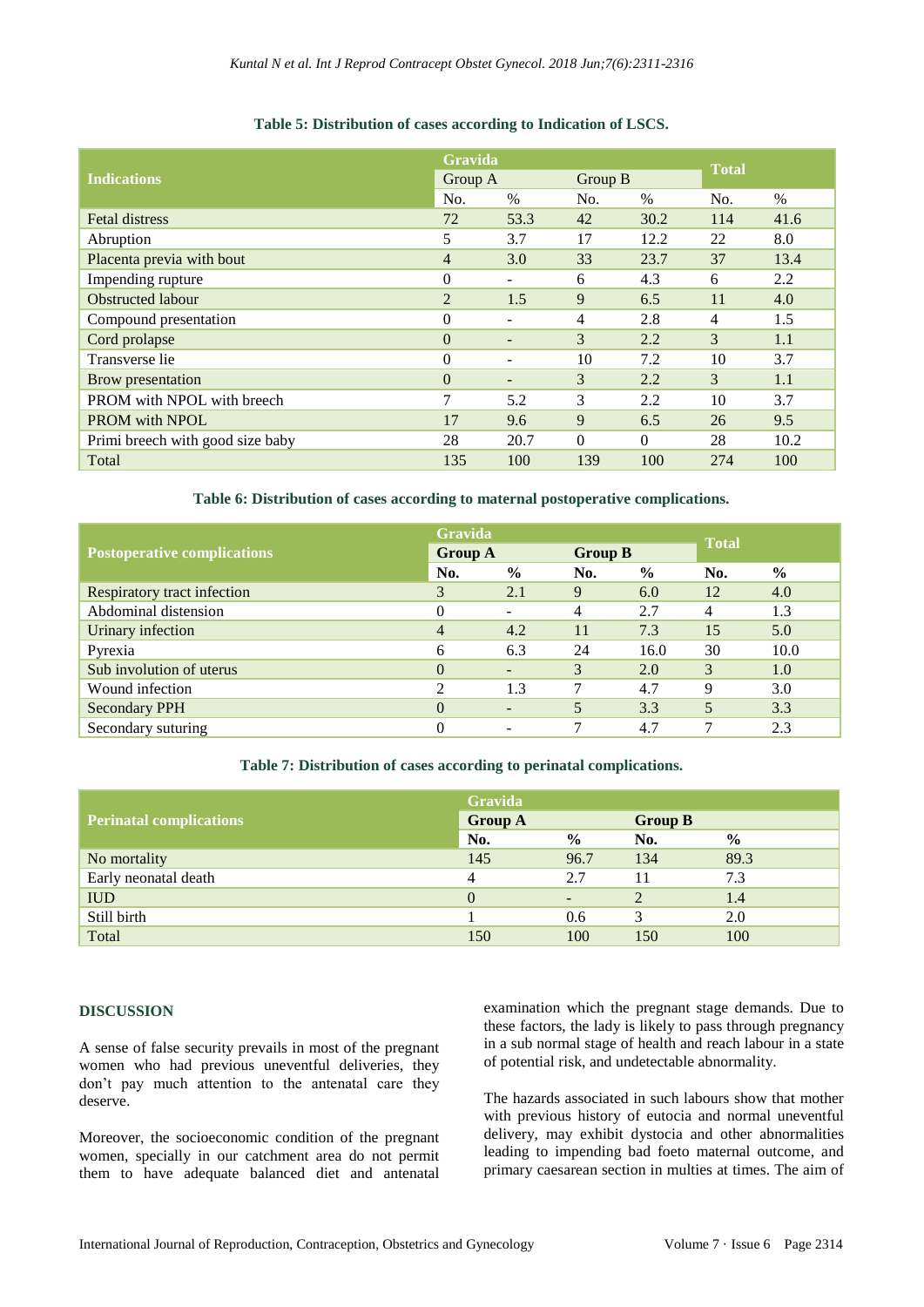**Table 5: Distribution of cases according to Indication of LSCS.**

| Indications | Gravida | | | | Total | |
|---|---|---|---|---|---|---|
| | Group A | | Group B | | | |
| | No. | % | No. | % | No. | % |
| Fetal distress | 72 | 53.3 | 42 | 30.2 | 114 | 41.6 |
| Abruption | 5 | 3.7 | 17 | 12.2 | 22 | 8.0 |
| Placenta previa with bout | 4 | 3.0 | 33 | 23.7 | 37 | 13.4 |
| Impending rupture | 0 | - | 6 | 4.3 | 6 | 2.2 |
| Obstructed labour | 2 | 1.5 | 9 | 6.5 | 11 | 4.0 |
| Compound presentation | 0 | - | 4 | 2.8 | 4 | 1.5 |
| Cord prolapse | 0 | - | 3 | 2.2 | 3 | 1.1 |
| Transverse lie | 0 | - | 10 | 7.2 | 10 | 3.7 |
| Brow presentation | 0 | - | 3 | 2.2 | 3 | 1.1 |
| PROM with NPOL with breech | 7 | 5.2 | 3 | 2.2 | 10 | 3.7 |
| PROM with NPOL | 17 | 9.6 | 9 | 6.5 | 26 | 9.5 |
| Primi breech with good size baby | 28 | 20.7 | 0 | 0 | 28 | 10.2 |
| Total | 135 | 100 | 139 | 100 | 274 | 100 |

**Table 6: Distribution of cases according to maternal postoperative complications.**

| Postoperative complications | Gravida | | | | Total | |
|---|---|---|---|---|---|---|
| | Group A | | Group B | | | |
| | No. | % | No. | % | No. | % |
| Respiratory tract infection | 3 | 2.1 | 9 | 6.0 | 12 | 4.0 |
| Abdominal distension | 0 | - | 4 | 2.7 | 4 | 1.3 |
| Urinary infection | 4 | 4.2 | 11 | 7.3 | 15 | 5.0 |
| Pyrexia | 6 | 6.3 | 24 | 16.0 | 30 | 10.0 |
| Sub involution of uterus | 0 | - | 3 | 2.0 | 3 | 1.0 |
| Wound infection | 2 | 1.3 | 7 | 4.7 | 9 | 3.0 |
| Secondary PPH | 0 | - | 5 | 3.3 | 5 | 3.3 |
| Secondary suturing | 0 | - | 7 | 4.7 | 7 | 2.3 |

**Table 7: Distribution of cases according to perinatal complications.**

| Perinatal complications | Gravida | | | |
|---|---|---|---|---|
| | Group A | | Group B | |
| | No. | % | No. | % |
| No mortality | 145 | 96.7 | 134 | 89.3 |
| Early neonatal death | 4 | 2.7 | 11 | 7.3 |
| IUD | 0 | - | 2 | 1.4 |
| Still birth | 1 | 0.6 | 3 | 2.0 |
| Total | 150 | 100 | 150 | 100 |

## DISCUSSION

A sense of false security prevails in most of the pregnant women who had previous uneventful deliveries, they don't pay much attention to the antenatal care they deserve.

Moreover, the socioeconomic condition of the pregnant women, specially in our catchment area do not permit them to have adequate balanced diet and antenatal examination which the pregnant stage demands. Due to these factors, the lady is likely to pass through pregnancy in a sub normal stage of health and reach labour in a state of potential risk, and undetectable abnormality.

The hazards associated in such labours show that mother with previous history of eutocia and normal uneventful delivery, may exhibit dystocia and other abnormalities leading to impending bad foeto maternal outcome, and primary caesarean section in multies at times. The aim of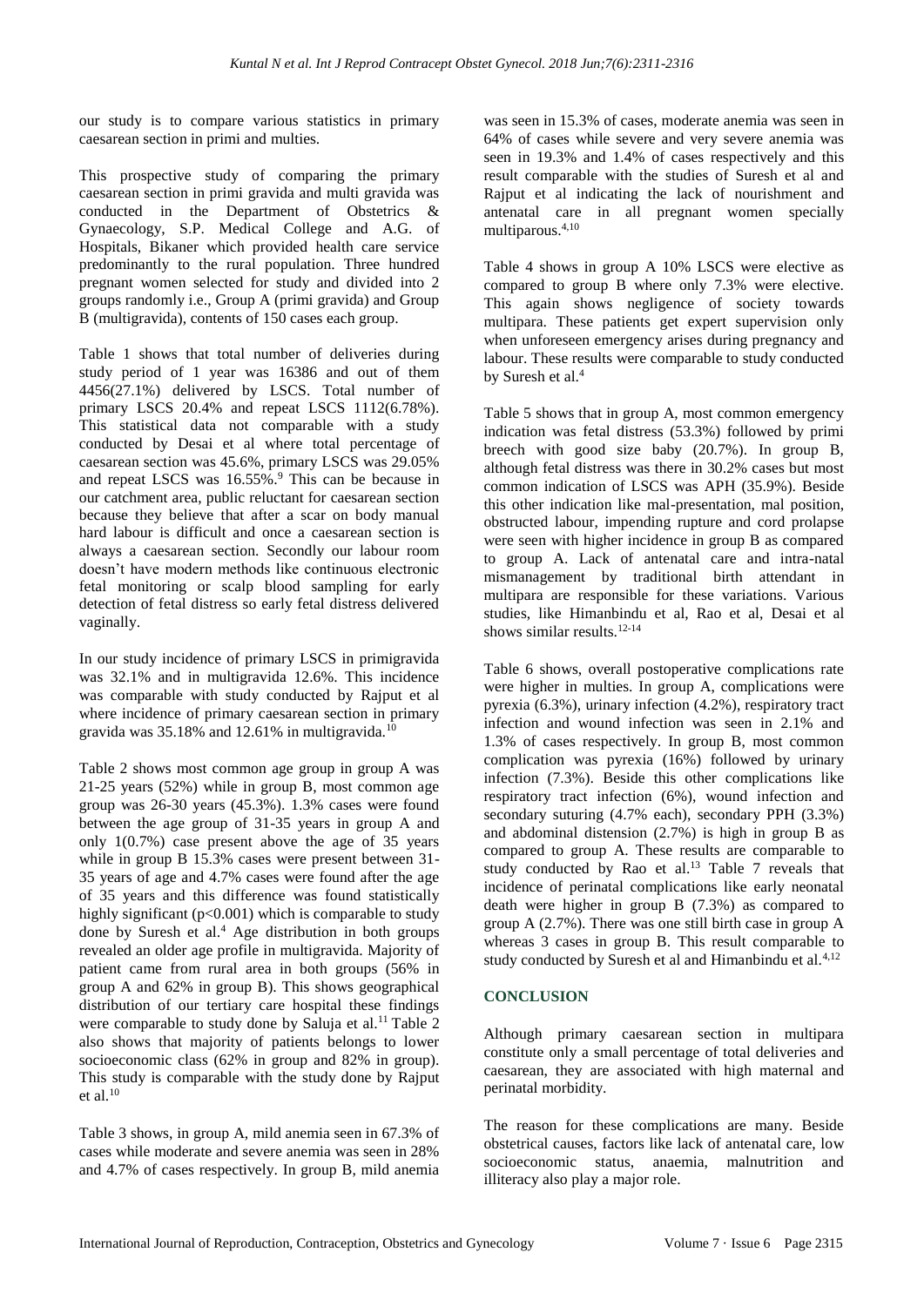our study is to compare various statistics in primary caesarean section in primi and multies.

This prospective study of comparing the primary caesarean section in primi gravida and multi gravida was conducted in the Department of Obstetrics & Gynaecology, S.P. Medical College and A.G. of Hospitals, Bikaner which provided health care service predominantly to the rural population. Three hundred pregnant women selected for study and divided into 2 groups randomly i.e., Group A (primi gravida) and Group B (multigravida), contents of 150 cases each group.

Table 1 shows that total number of deliveries during study period of 1 year was 16386 and out of them 4456(27.1%) delivered by LSCS. Total number of primary LSCS 20.4% and repeat LSCS 1112(6.78%). This statistical data not comparable with a study conducted by Desai et al where total percentage of caesarean section was 45.6%, primary LSCS was 29.05% and repeat LSCS was 16.55%.[9] This can be because in our catchment area, public reluctant for caesarean section because they believe that after a scar on body manual hard labour is difficult and once a caesarean section is always a caesarean section. Secondly our labour room doesn't have modern methods like continuous electronic fetal monitoring or scalp blood sampling for early detection of fetal distress so early fetal distress delivered vaginally.

In our study incidence of primary LSCS in primigravida was 32.1% and in multigravida 12.6%. This incidence was comparable with study conducted by Rajput et al where incidence of primary caesarean section in primary gravida was 35.18% and 12.61% in multigravida.[10]

Table 2 shows most common age group in group A was 21-25 years (52%) while in group B, most common age group was 26-30 years (45.3%). 1.3% cases were found between the age group of 31-35 years in group A and only 1(0.7%) case present above the age of 35 years while in group B 15.3% cases were present between 31-35 years of age and 4.7% cases were found after the age of 35 years and this difference was found statistically highly significant ($p<0.001$) which is comparable to study done by Suresh et al.[4] Age distribution in both groups revealed an older age profile in multigravida. Majority of patient came from rural area in both groups (56% in group A and 62% in group B). This shows geographical distribution of our tertiary care hospital these findings were comparable to study done by Saluja et al.[11] Table 2 also shows that majority of patients belongs to lower socioeconomic class (62% in group and 82% in group). This study is comparable with the study done by Rajput et al.[10]

Table 3 shows, in group A, mild anemia seen in 67.3% of cases while moderate and severe anemia was seen in 28% and 4.7% of cases respectively. In group B, mild anemia was seen in 15.3% of cases, moderate anemia was seen in 64% of cases while severe and very severe anemia was seen in 19.3% and 1.4% of cases respectively and this result comparable with the studies of Suresh et al and Rajput et al indicating the lack of nourishment and antenatal care in all pregnant women specially multiparous.[4,10]

Table 4 shows in group A 10% LSCS were elective as compared to group B where only 7.3% were elective. This again shows negligence of society towards multipara. These patients get expert supervision only when unforeseen emergency arises during pregnancy and labour. These results were comparable to study conducted by Suresh et al.[4]

Table 5 shows that in group A, most common emergency indication was fetal distress (53.3%) followed by primi breech with good size baby (20.7%). In group B, although fetal distress was there in 30.2% cases but most common indication of LSCS was APH (35.9%). Beside this other indication like mal-presentation, mal position, obstructed labour, impending rupture and cord prolapse were seen with higher incidence in group B as compared to group A. Lack of antenatal care and intra-natal mismanagement by traditional birth attendant in multipara are responsible for these variations. Various studies, like Himanbindu et al, Rao et al, Desai et al shows similar results.[12-14]

Table 6 shows, overall postoperative complications rate were higher in multies. In group A, complications were pyrexia (6.3%), urinary infection (4.2%), respiratory tract infection and wound infection was seen in 2.1% and 1.3% of cases respectively. In group B, most common complication was pyrexia (16%) followed by urinary infection (7.3%). Beside this other complications like respiratory tract infection (6%), wound infection and secondary suturing (4.7% each), secondary PPH (3.3%) and abdominal distension (2.7%) is high in group B as compared to group A. These results are comparable to study conducted by Rao et al.[13] Table 7 reveals that incidence of perinatal complications like early neonatal death were higher in group B (7.3%) as compared to group A (2.7%). There was one still birth case in group A whereas 3 cases in group B. This result comparable to study conducted by Suresh et al and Himanbindu et al.[4,12]

## CONCLUSION

Although primary caesarean section in multipara constitute only a small percentage of total deliveries and caesarean, they are associated with high maternal and perinatal morbidity.

The reason for these complications are many. Beside obstetrical causes, factors like lack of antenatal care, low socioeconomic status, anaemia, malnutrition and illiteracy also play a major role.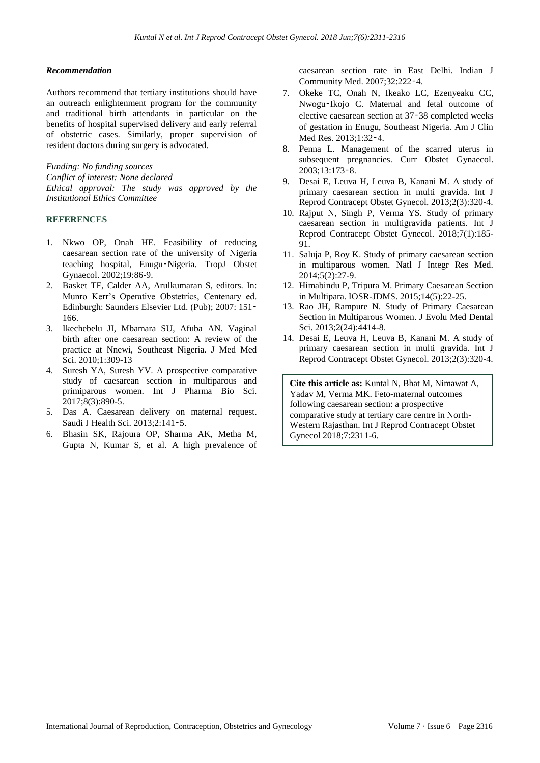### *Recommendation*

Authors recommend that tertiary institutions should have an outreach enlightenment program for the community and traditional birth attendants in particular on the benefits of hospital supervised delivery and early referral of obstetric cases. Similarly, proper supervision of resident doctors during surgery is advocated.

*Funding: No funding sources*
*Conflict of interest: None declared*
*Ethical approval: The study was approved by the Institutional Ethics Committee*

## REFERENCES

1. Nkwo OP, Onah HE. Feasibility of reducing caesarean section rate of the university of Nigeria teaching hospital, Enugu‑Nigeria. TropJ Obstet Gynaecol. 2002;19:86-9.
2. Basket TF, Calder AA, Arulkumaran S, editors. In: Munro Kerr's Operative Obstetrics, Centenary ed. Edinburgh: Saunders Elsevier Ltd. (Pub); 2007: 151‑166.
3. Ikechebelu JI, Mbamara SU, Afuba AN. Vaginal birth after one caesarean section: A review of the practice at Nnewi, Southeast Nigeria. J Med Med Sci. 2010;1:309-13
4. Suresh YA, Suresh YV. A prospective comparative study of caesarean section in multiparous and primiparous women. Int J Pharma Bio Sci. 2017;8(3):890-5.
5. Das A. Caesarean delivery on maternal request. Saudi J Health Sci. 2013;2:141‑5.
6. Bhasin SK, Rajoura OP, Sharma AK, Metha M, Gupta N, Kumar S, et al. A high prevalence of caesarean section rate in East Delhi. Indian J Community Med. 2007;32:222‑4.
7. Okeke TC, Onah N, Ikeako LC, Ezenyeaku CC, Nwogu‑Ikojo C. Maternal and fetal outcome of elective caesarean section at 37‑38 completed weeks of gestation in Enugu, Southeast Nigeria. Am J Clin Med Res. 2013;1:32‑4.
8. Penna L. Management of the scarred uterus in subsequent pregnancies. Curr Obstet Gynaecol. 2003;13:173‑8.
9. Desai E, Leuva H, Leuva B, Kanani M. A study of primary caesarean section in multi gravida. Int J Reprod Contracept Obstet Gynecol. 2013;2(3):320-4.
10. Rajput N, Singh P, Verma YS. Study of primary caesarean section in multigravida patients. Int J Reprod Contracept Obstet Gynecol. 2018;7(1):185-91.
11. Saluja P, Roy K. Study of primary caesarean section in multiparous women. Natl J Integr Res Med. 2014;5(2):27-9.
12. Himabindu P, Tripura M. Primary Caesarean Section in Multipara. IOSR-JDMS. 2015;14(5):22-25.
13. Rao JH, Rampure N. Study of Primary Caesarean Section in Multiparous Women. J Evolu Med Dental Sci. 2013;2(24):4414-8.
14. Desai E, Leuva H, Leuva B, Kanani M. A study of primary caesarean section in multi gravida. Int J Reprod Contracept Obstet Gynecol. 2013;2(3):320-4.

**Cite this article as:** Kuntal N, Bhat M, Nimawat A, Yadav M, Verma MK. Feto-maternal outcomes following caesarean section: a prospective comparative study at tertiary care centre in North-Western Rajasthan. Int J Reprod Contracept Obstet Gynecol 2018;7:2311-6.